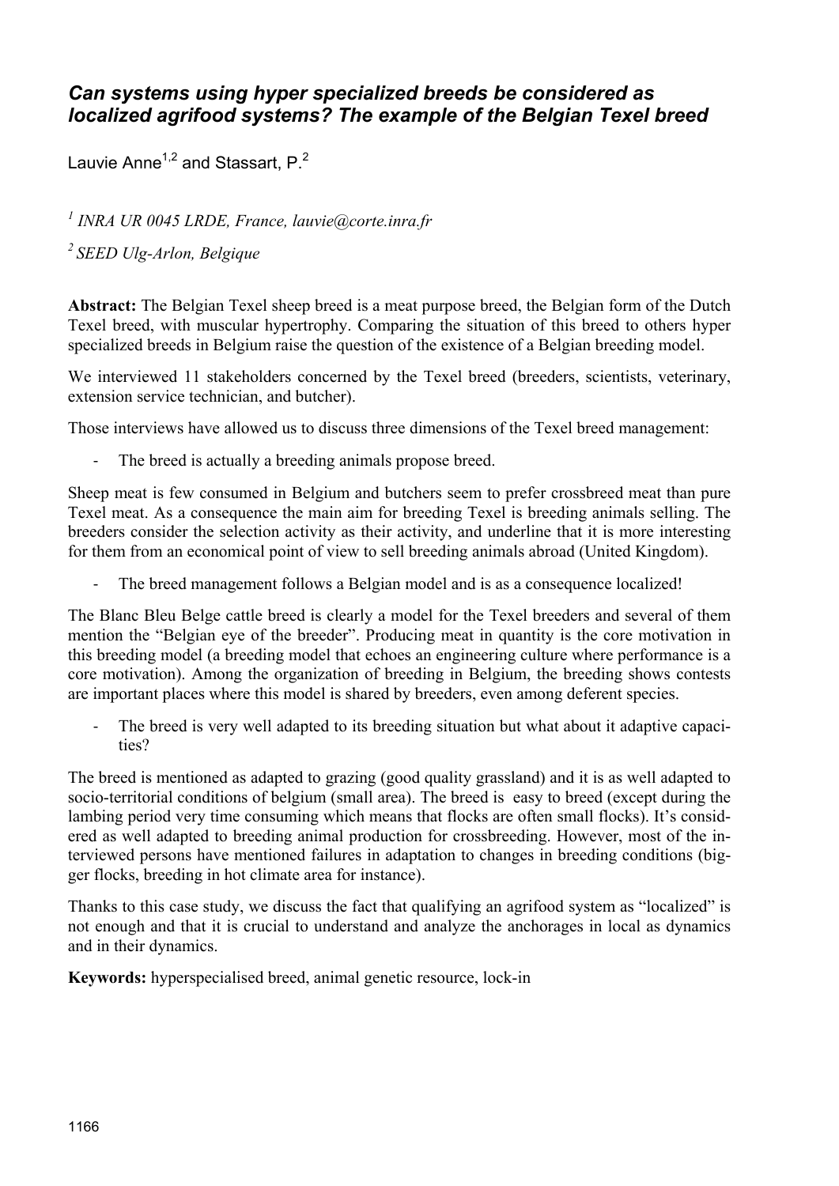# *Can systems using hyper specialized breeds be considered as localized agrifood systems? The example of the Belgian Texel breed*

Lauvie Anne[1,2] and Stassart, P.[2]

[1] *INRA UR 0045 LRDE, France, lauvie@corte.inra.fr*

[2] *SEED Ulg-Arlon, Belgique*

**Abstract:** The Belgian Texel sheep breed is a meat purpose breed, the Belgian form of the Dutch Texel breed, with muscular hypertrophy. Comparing the situation of this breed to others hyper specialized breeds in Belgium raise the question of the existence of a Belgian breeding model.

We interviewed 11 stakeholders concerned by the Texel breed (breeders, scientists, veterinary, extension service technician, and butcher).

Those interviews have allowed us to discuss three dimensions of the Texel breed management:

- The breed is actually a breeding animals propose breed.

Sheep meat is few consumed in Belgium and butchers seem to prefer crossbreed meat than pure Texel meat. As a consequence the main aim for breeding Texel is breeding animals selling. The breeders consider the selection activity as their activity, and underline that it is more interesting for them from an economical point of view to sell breeding animals abroad (United Kingdom).

- The breed management follows a Belgian model and is as a consequence localized!

The Blanc Bleu Belge cattle breed is clearly a model for the Texel breeders and several of them mention the "Belgian eye of the breeder". Producing meat in quantity is the core motivation in this breeding model (a breeding model that echoes an engineering culture where performance is a core motivation). Among the organization of breeding in Belgium, the breeding shows contests are important places where this model is shared by breeders, even among deferent species.

- The breed is very well adapted to its breeding situation but what about it adaptive capacities?

The breed is mentioned as adapted to grazing (good quality grassland) and it is as well adapted to socio-territorial conditions of belgium (small area). The breed is easy to breed (except during the lambing period very time consuming which means that flocks are often small flocks). It's considered as well adapted to breeding animal production for crossbreeding. However, most of the interviewed persons have mentioned failures in adaptation to changes in breeding conditions (bigger flocks, breeding in hot climate area for instance).

Thanks to this case study, we discuss the fact that qualifying an agrifood system as "localized" is not enough and that it is crucial to understand and analyze the anchorages in local as dynamics and in their dynamics.

**Keywords:** hyperspecialised breed, animal genetic resource, lock-in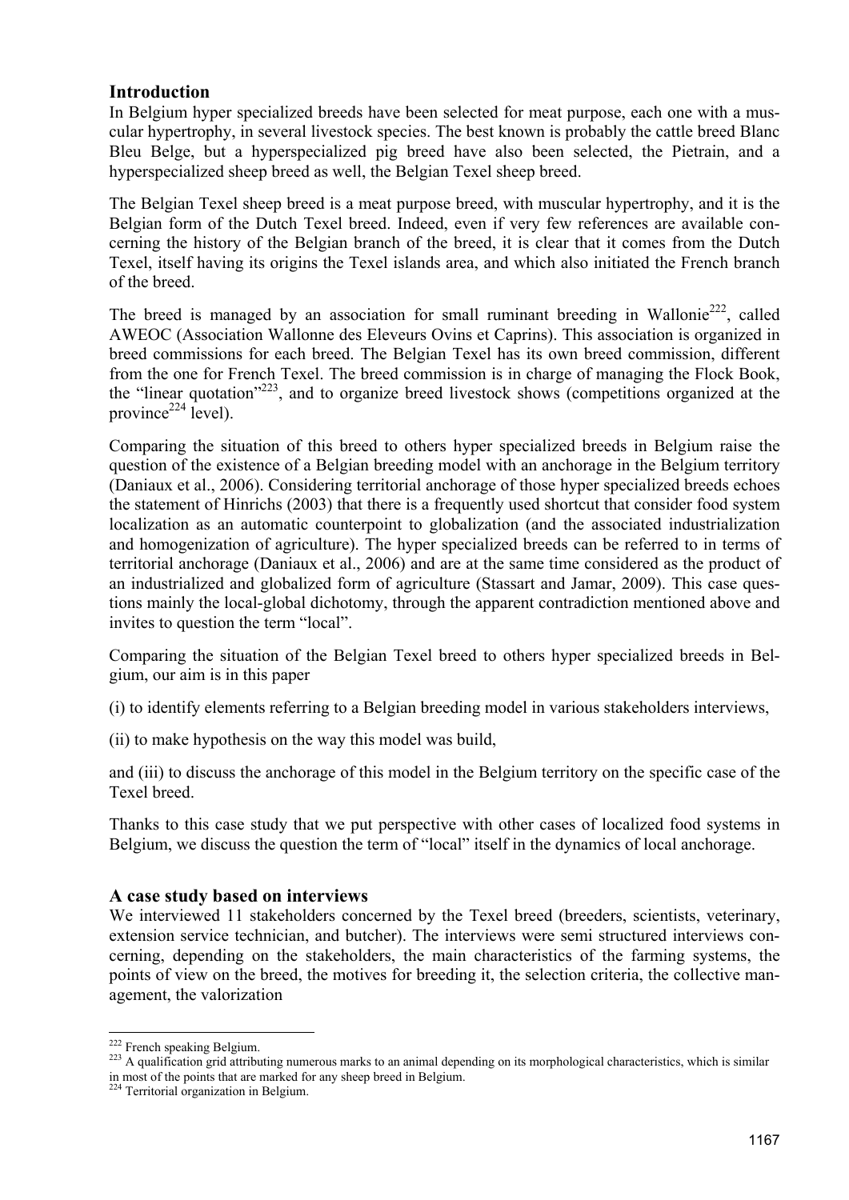## Introduction

In Belgium hyper specialized breeds have been selected for meat purpose, each one with a muscular hypertrophy, in several livestock species. The best known is probably the cattle breed Blanc Bleu Belge, but a hyperspecialized pig breed have also been selected, the Pietrain, and a hyperspecialized sheep breed as well, the Belgian Texel sheep breed.

The Belgian Texel sheep breed is a meat purpose breed, with muscular hypertrophy, and it is the Belgian form of the Dutch Texel breed. Indeed, even if very few references are available concerning the history of the Belgian branch of the breed, it is clear that it comes from the Dutch Texel, itself having its origins the Texel islands area, and which also initiated the French branch of the breed.

The breed is managed by an association for small ruminant breeding in Wallonie[222], called AWEOC (Association Wallonne des Eleveurs Ovins et Caprins). This association is organized in breed commissions for each breed. The Belgian Texel has its own breed commission, different from the one for French Texel. The breed commission is in charge of managing the Flock Book, the "linear quotation"[223], and to organize breed livestock shows (competitions organized at the province[224] level).

Comparing the situation of this breed to others hyper specialized breeds in Belgium raise the question of the existence of a Belgian breeding model with an anchorage in the Belgium territory (Daniaux et al., 2006). Considering territorial anchorage of those hyper specialized breeds echoes the statement of Hinrichs (2003) that there is a frequently used shortcut that consider food system localization as an automatic counterpoint to globalization (and the associated industrialization and homogenization of agriculture). The hyper specialized breeds can be referred to in terms of territorial anchorage (Daniaux et al., 2006) and are at the same time considered as the product of an industrialized and globalized form of agriculture (Stassart and Jamar, 2009). This case questions mainly the local-global dichotomy, through the apparent contradiction mentioned above and invites to question the term "local".

Comparing the situation of the Belgian Texel breed to others hyper specialized breeds in Belgium, our aim is in this paper

(i) to identify elements referring to a Belgian breeding model in various stakeholders interviews,

(ii) to make hypothesis on the way this model was build,

and (iii) to discuss the anchorage of this model in the Belgium territory on the specific case of the Texel breed.

Thanks to this case study that we put perspective with other cases of localized food systems in Belgium, we discuss the question the term of "local" itself in the dynamics of local anchorage.

## A case study based on interviews

We interviewed 11 stakeholders concerned by the Texel breed (breeders, scientists, veterinary, extension service technician, and butcher). The interviews were semi structured interviews concerning, depending on the stakeholders, the main characteristics of the farming systems, the points of view on the breed, the motives for breeding it, the selection criteria, the collective management, the valorization

---

[222] French speaking Belgium.

[223] A qualification grid attributing numerous marks to an animal depending on its morphological characteristics, which is similar in most of the points that are marked for any sheep breed in Belgium.

[224] Territorial organization in Belgium.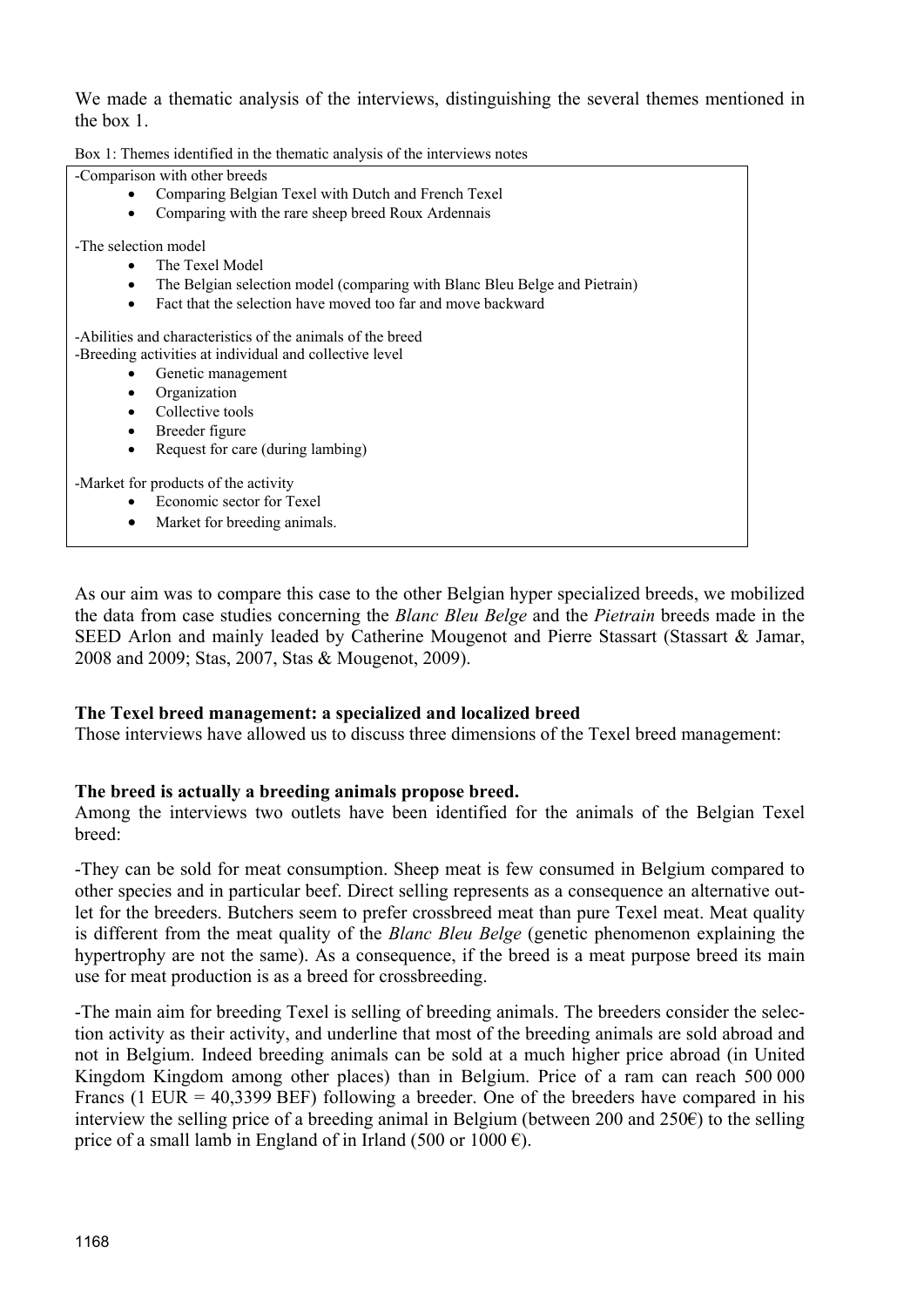We made a thematic analysis of the interviews, distinguishing the several themes mentioned in the box 1.

Box 1: Themes identified in the thematic analysis of the interviews notes

-Comparison with other breeds
- Comparing Belgian Texel with Dutch and French Texel
- Comparing with the rare sheep breed Roux Ardennais

-The selection model
- The Texel Model
- The Belgian selection model (comparing with Blanc Bleu Belge and Pietrain)
- Fact that the selection have moved too far and move backward

-Abilities and characteristics of the animals of the breed

-Breeding activities at individual and collective level
- Genetic management
- Organization
- Collective tools
- Breeder figure
- Request for care (during lambing)

-Market for products of the activity
- Economic sector for Texel
- Market for breeding animals.

As our aim was to compare this case to the other Belgian hyper specialized breeds, we mobilized the data from case studies concerning the *Blanc Bleu Belge* and the *Pietrain* breeds made in the SEED Arlon and mainly leaded by Catherine Mougenot and Pierre Stassart (Stassart & Jamar, 2008 and 2009; Stas, 2007, Stas & Mougenot, 2009).

**The Texel breed management: a specialized and localized breed**

Those interviews have allowed us to discuss three dimensions of the Texel breed management:

**The breed is actually a breeding animals propose breed.**

Among the interviews two outlets have been identified for the animals of the Belgian Texel breed:

-They can be sold for meat consumption. Sheep meat is few consumed in Belgium compared to other species and in particular beef. Direct selling represents as a consequence an alternative outlet for the breeders. Butchers seem to prefer crossbreed meat than pure Texel meat. Meat quality is different from the meat quality of the *Blanc Bleu Belge* (genetic phenomenon explaining the hypertrophy are not the same). As a consequence, if the breed is a meat purpose breed its main use for meat production is as a breed for crossbreeding.

-The main aim for breeding Texel is selling of breeding animals. The breeders consider the selection activity as their activity, and underline that most of the breeding animals are sold abroad and not in Belgium. Indeed breeding animals can be sold at a much higher price abroad (in United Kingdom Kingdom among other places) than in Belgium. Price of a ram can reach 500 000 Francs (1 EUR = 40,3399 BEF) following a breeder. One of the breeders have compared in his interview the selling price of a breeding animal in Belgium (between 200 and 250€) to the selling price of a small lamb in England of in Irland (500 or 1000 €).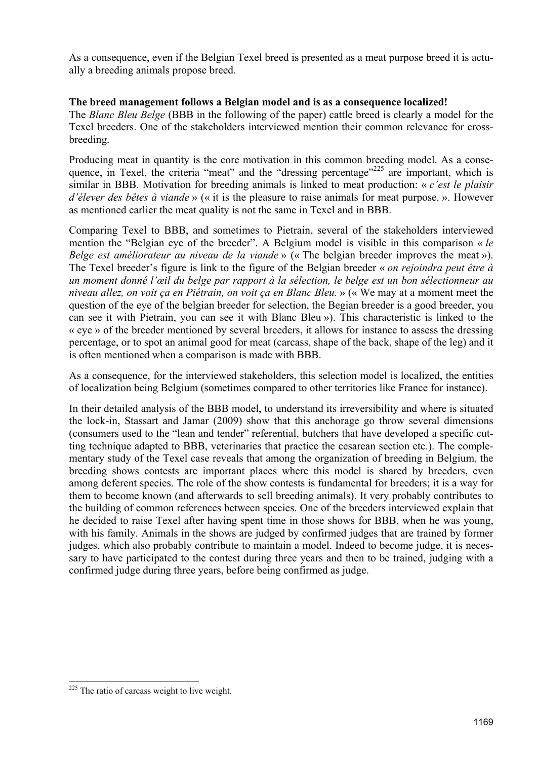As a consequence, even if the Belgian Texel breed is presented as a meat purpose breed it is actually a breeding animals propose breed.

**The breed management follows a Belgian model and is as a consequence localized!**

The *Blanc Bleu Belge* (BBB in the following of the paper) cattle breed is clearly a model for the Texel breeders. One of the stakeholders interviewed mention their common relevance for cross-breeding.

Producing meat in quantity is the core motivation in this common breeding model. As a consequence, in Texel, the criteria "meat" and the "dressing percentage"[225] are important, which is similar in BBB. Motivation for breeding animals is linked to meat production: « *c'est le plaisir d'élever des bêtes à viande* » (« it is the pleasure to raise animals for meat purpose. »). However as mentioned earlier the meat quality is not the same in Texel and in BBB.

Comparing Texel to BBB, and sometimes to Pietrain, several of the stakeholders interviewed mention the "Belgian eye of the breeder". A Belgium model is visible in this comparison « *le Belge est améliorateur au niveau de la viande* » (« The belgian breeder improves the meat »). The Texel breeder's figure is link to the figure of the Belgian breeder « *on rejoindra peut être à un moment donné l'œil du belge par rapport à la sélection, le belge est un bon sélectionneur au niveau allez, on voit ça en Piétrain, on voit ça en Blanc Bleu.* » (« We may at a moment meet the question of the eye of the belgian breeder for selection, the Begian breeder is a good breeder, you can see it with Pietrain, you can see it with Blanc Bleu »). This characteristic is linked to the « eye » of the breeder mentioned by several breeders, it allows for instance to assess the dressing percentage, or to spot an animal good for meat (carcass, shape of the back, shape of the leg) and it is often mentioned when a comparison is made with BBB.

As a consequence, for the interviewed stakeholders, this selection model is localized, the entities of localization being Belgium (sometimes compared to other territories like France for instance).

In their detailed analysis of the BBB model, to understand its irreversibility and where is situated the lock-in, Stassart and Jamar (2009) show that this anchorage go throw several dimensions (consumers used to the "lean and tender" referential, butchers that have developed a specific cutting technique adapted to BBB, veterinaries that practice the cesarean section etc.). The complementary study of the Texel case reveals that among the organization of breeding in Belgium, the breeding shows contests are important places where this model is shared by breeders, even among deferent species. The role of the show contests is fundamental for breeders; it is a way for them to become known (and afterwards to sell breeding animals). It very probably contributes to the building of common references between species. One of the breeders interviewed explain that he decided to raise Texel after having spent time in those shows for BBB, when he was young, with his family. Animals in the shows are judged by confirmed judges that are trained by former judges, which also probably contribute to maintain a model. Indeed to become judge, it is necessary to have participated to the contest during three years and then to be trained, judging with a confirmed judge during three years, before being confirmed as judge.

[225] The ratio of carcass weight to live weight.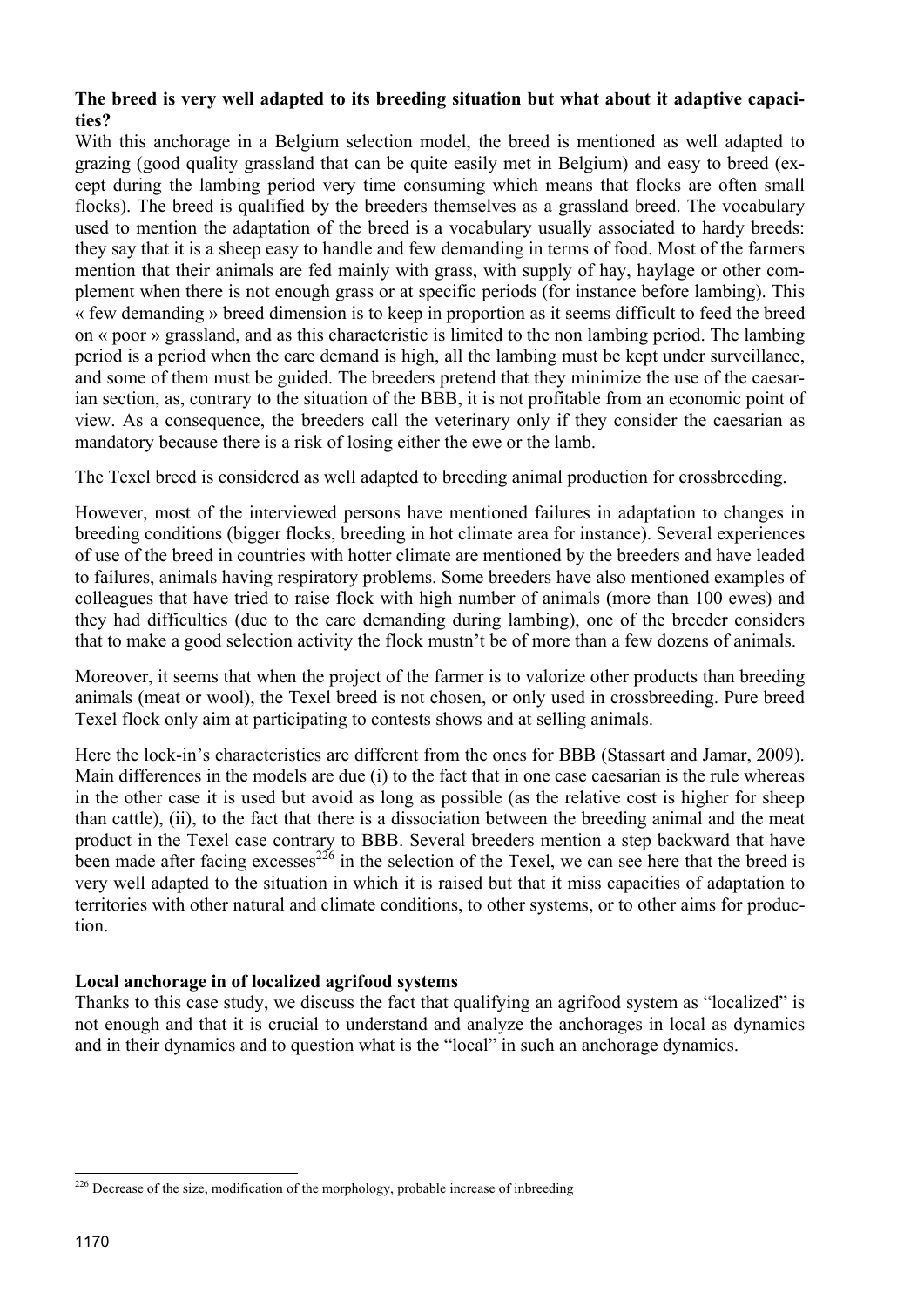**The breed is very well adapted to its breeding situation but what about it adaptive capacities?**

With this anchorage in a Belgium selection model, the breed is mentioned as well adapted to grazing (good quality grassland that can be quite easily met in Belgium) and easy to breed (except during the lambing period very time consuming which means that flocks are often small flocks). The breed is qualified by the breeders themselves as a grassland breed. The vocabulary used to mention the adaptation of the breed is a vocabulary usually associated to hardy breeds: they say that it is a sheep easy to handle and few demanding in terms of food. Most of the farmers mention that their animals are fed mainly with grass, with supply of hay, haylage or other complement when there is not enough grass or at specific periods (for instance before lambing). This « few demanding » breed dimension is to keep in proportion as it seems difficult to feed the breed on « poor » grassland, and as this characteristic is limited to the non lambing period. The lambing period is a period when the care demand is high, all the lambing must be kept under surveillance, and some of them must be guided. The breeders pretend that they minimize the use of the caesarian section, as, contrary to the situation of the BBB, it is not profitable from an economic point of view. As a consequence, the breeders call the veterinary only if they consider the caesarian as mandatory because there is a risk of losing either the ewe or the lamb.

The Texel breed is considered as well adapted to breeding animal production for crossbreeding.

However, most of the interviewed persons have mentioned failures in adaptation to changes in breeding conditions (bigger flocks, breeding in hot climate area for instance). Several experiences of use of the breed in countries with hotter climate are mentioned by the breeders and have leaded to failures, animals having respiratory problems. Some breeders have also mentioned examples of colleagues that have tried to raise flock with high number of animals (more than 100 ewes) and they had difficulties (due to the care demanding during lambing), one of the breeder considers that to make a good selection activity the flock mustn't be of more than a few dozens of animals.

Moreover, it seems that when the project of the farmer is to valorize other products than breeding animals (meat or wool), the Texel breed is not chosen, or only used in crossbreeding. Pure breed Texel flock only aim at participating to contests shows and at selling animals.

Here the lock-in's characteristics are different from the ones for BBB (Stassart and Jamar, 2009). Main differences in the models are due (i) to the fact that in one case caesarian is the rule whereas in the other case it is used but avoid as long as possible (as the relative cost is higher for sheep than cattle), (ii), to the fact that there is a dissociation between the breeding animal and the meat product in the Texel case contrary to BBB. Several breeders mention a step backward that have been made after facing excesses[226] in the selection of the Texel, we can see here that the breed is very well adapted to the situation in which it is raised but that it miss capacities of adaptation to territories with other natural and climate conditions, to other systems, or to other aims for production.

**Local anchorage in of localized agrifood systems**

Thanks to this case study, we discuss the fact that qualifying an agrifood system as "localized" is not enough and that it is crucial to understand and analyze the anchorages in local as dynamics and in their dynamics and to question what is the "local" in such an anchorage dynamics.

[226] Decrease of the size, modification of the morphology, probable increase of inbreeding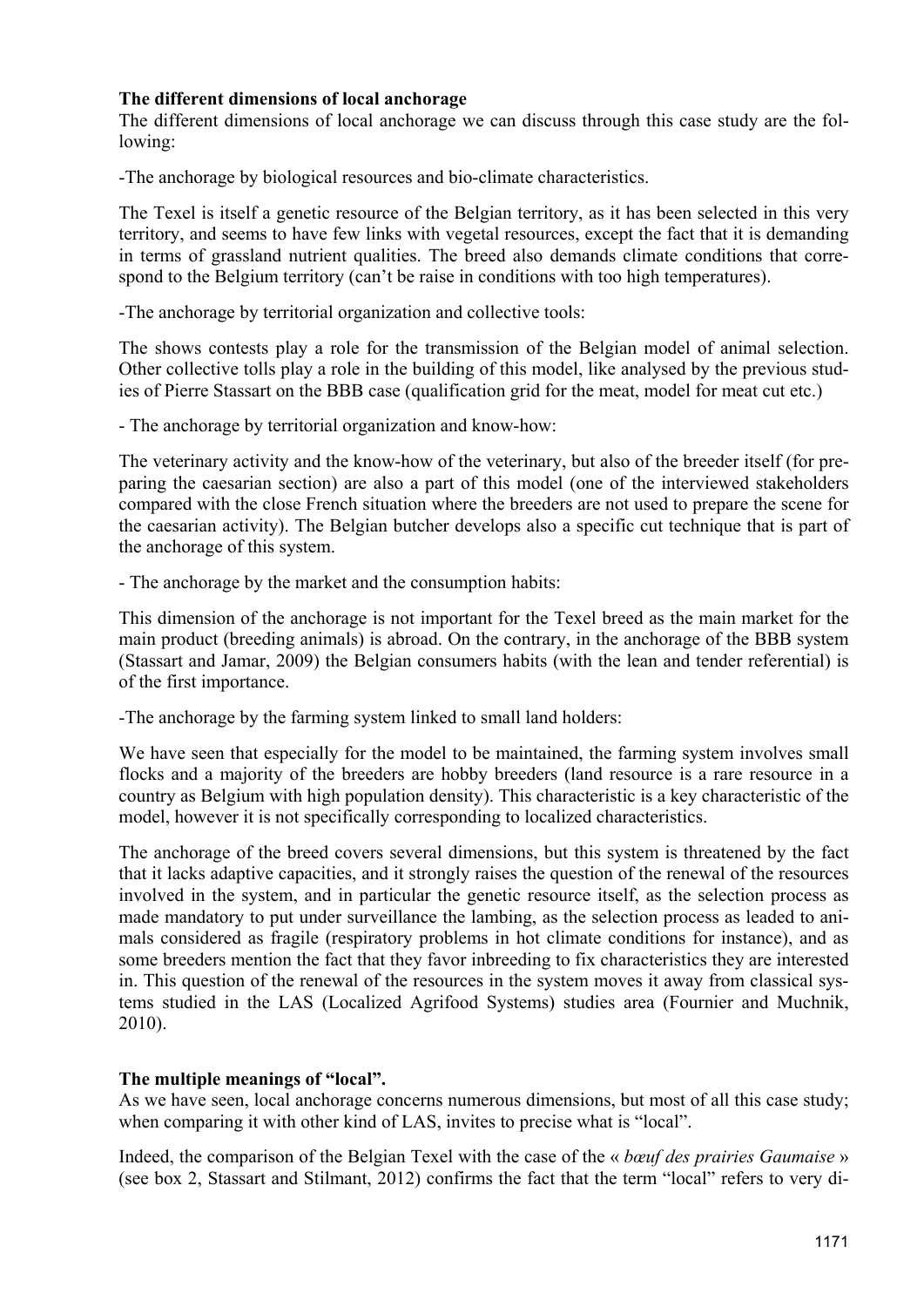**The different dimensions of local anchorage**

The different dimensions of local anchorage we can discuss through this case study are the following:

-The anchorage by biological resources and bio-climate characteristics.

The Texel is itself a genetic resource of the Belgian territory, as it has been selected in this very territory, and seems to have few links with vegetal resources, except the fact that it is demanding in terms of grassland nutrient qualities. The breed also demands climate conditions that correspond to the Belgium territory (can't be raise in conditions with too high temperatures).

-The anchorage by territorial organization and collective tools:

The shows contests play a role for the transmission of the Belgian model of animal selection. Other collective tolls play a role in the building of this model, like analysed by the previous studies of Pierre Stassart on the BBB case (qualification grid for the meat, model for meat cut etc.)

- The anchorage by territorial organization and know-how:

The veterinary activity and the know-how of the veterinary, but also of the breeder itself (for preparing the caesarian section) are also a part of this model (one of the interviewed stakeholders compared with the close French situation where the breeders are not used to prepare the scene for the caesarian activity). The Belgian butcher develops also a specific cut technique that is part of the anchorage of this system.

- The anchorage by the market and the consumption habits:

This dimension of the anchorage is not important for the Texel breed as the main market for the main product (breeding animals) is abroad. On the contrary, in the anchorage of the BBB system (Stassart and Jamar, 2009) the Belgian consumers habits (with the lean and tender referential) is of the first importance.

-The anchorage by the farming system linked to small land holders:

We have seen that especially for the model to be maintained, the farming system involves small flocks and a majority of the breeders are hobby breeders (land resource is a rare resource in a country as Belgium with high population density). This characteristic is a key characteristic of the model, however it is not specifically corresponding to localized characteristics.

The anchorage of the breed covers several dimensions, but this system is threatened by the fact that it lacks adaptive capacities, and it strongly raises the question of the renewal of the resources involved in the system, and in particular the genetic resource itself, as the selection process as made mandatory to put under surveillance the lambing, as the selection process as leaded to animals considered as fragile (respiratory problems in hot climate conditions for instance), and as some breeders mention the fact that they favor inbreeding to fix characteristics they are interested in. This question of the renewal of the resources in the system moves it away from classical systems studied in the LAS (Localized Agrifood Systems) studies area (Fournier and Muchnik, 2010).

**The multiple meanings of "local".**

As we have seen, local anchorage concerns numerous dimensions, but most of all this case study; when comparing it with other kind of LAS, invites to precise what is "local".

Indeed, the comparison of the Belgian Texel with the case of the « *bœuf des prairies Gaumaise* » (see box 2, Stassart and Stilmant, 2012) confirms the fact that the term "local" refers to very di-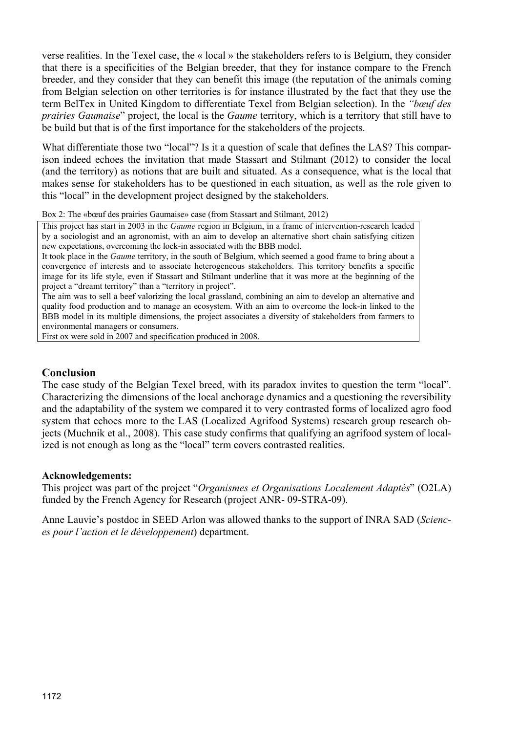verse realities. In the Texel case, the « local » the stakeholders refers to is Belgium, they consider that there is a specificities of the Belgian breeder, that they for instance compare to the French breeder, and they consider that they can benefit this image (the reputation of the animals coming from Belgian selection on other territories is for instance illustrated by the fact that they use the term BelTex in United Kingdom to differentiate Texel from Belgian selection). In the *"bœuf des prairies Gaumaise*" project, the local is the *Gaume* territory, which is a territory that still have to be build but that is of the first importance for the stakeholders of the projects.

What differentiate those two "local"? Is it a question of scale that defines the LAS? This comparison indeed echoes the invitation that made Stassart and Stilmant (2012) to consider the local (and the territory) as notions that are built and situated. As a consequence, what is the local that makes sense for stakeholders has to be questioned in each situation, as well as the role given to this "local" in the development project designed by the stakeholders.

Box 2: The «bœuf des prairies Gaumaise» case (from Stassart and Stilmant, 2012)

> This project has start in 2003 in the *Gaume* region in Belgium, in a frame of intervention-research leaded by a sociologist and an agronomist, with an aim to develop an alternative short chain satisfying citizen new expectations, overcoming the lock-in associated with the BBB model.
> It took place in the *Gaume* territory, in the south of Belgium, which seemed a good frame to bring about a convergence of interests and to associate heterogeneous stakeholders. This territory benefits a specific image for its life style, even if Stassart and Stilmant underline that it was more at the beginning of the project a "dreamt territory" than a "territory in project".
> The aim was to sell a beef valorizing the local grassland, combining an aim to develop an alternative and quality food production and to manage an ecosystem. With an aim to overcome the lock-in linked to the BBB model in its multiple dimensions, the project associates a diversity of stakeholders from farmers to environmental managers or consumers.
> First ox were sold in 2007 and specification produced in 2008.

## Conclusion

The case study of the Belgian Texel breed, with its paradox invites to question the term "local". Characterizing the dimensions of the local anchorage dynamics and a questioning the reversibility and the adaptability of the system we compared it to very contrasted forms of localized agro food system that echoes more to the LAS (Localized Agrifood Systems) research group research objects (Muchnik et al., 2008). This case study confirms that qualifying an agrifood system of localized is not enough as long as the "local" term covers contrasted realities.

**Acknowledgements:**

This project was part of the project "*Organismes et Organisations Localement Adaptés*" (O2LA) funded by the French Agency for Research (project ANR- 09-STRA-09).

Anne Lauvie's postdoc in SEED Arlon was allowed thanks to the support of INRA SAD (*Sciences pour l'action et le développement*) department.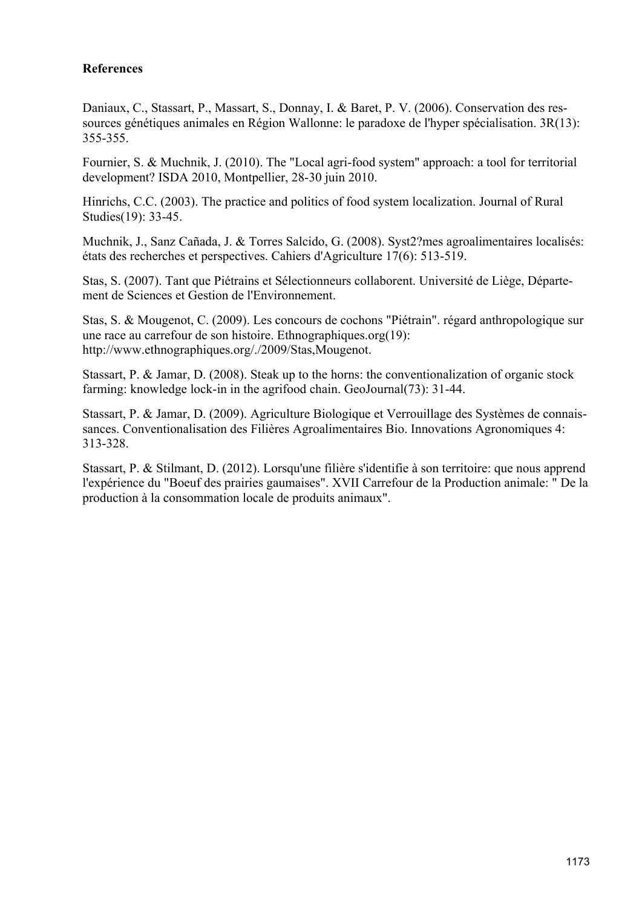**References**

Daniaux, C., Stassart, P., Massart, S., Donnay, I. & Baret, P. V. (2006). Conservation des ressources génétiques animales en Région Wallonne: le paradoxe de l'hyper spécialisation. 3R(13): 355-355.

Fournier, S. & Muchnik, J. (2010). The "Local agri-food system" approach: a tool for territorial development? ISDA 2010, Montpellier, 28-30 juin 2010.

Hinrichs, C.C. (2003). The practice and politics of food system localization. Journal of Rural Studies(19): 33-45.

Muchnik, J., Sanz Cañada, J. & Torres Salcido, G. (2008). Syst2?mes agroalimentaires localisés: états des recherches et perspectives. Cahiers d'Agriculture 17(6): 513-519.

Stas, S. (2007). Tant que Piétrains et Sélectionneurs collaborent. Université de Liège, Departement de Sciences et Gestion de l'Environnement.

Stas, S. & Mougenot, C. (2009). Les concours de cochons "Piétrain". régard anthropologique sur une race au carrefour de son histoire. Ethnographiques.org(19): http://www.ethnographiques.org/./2009/Stas,Mougenot.

Stassart, P. & Jamar, D. (2008). Steak up to the horns: the conventionalization of organic stock farming: knowledge lock-in in the agrifood chain. GeoJournal(73): 31-44.

Stassart, P. & Jamar, D. (2009). Agriculture Biologique et Verrouillage des Systèmes de connaissances. Conventionalisation des Filières Agroalimentaires Bio. Innovations Agronomiques 4: 313-328.

Stassart, P. & Stilmant, D. (2012). Lorsqu'une filière s'identifie à son territoire: que nous apprend l'expérience du "Boeuf des prairies gaumaises". XVII Carrefour de la Production animale: " De la production à la consommation locale de produits animaux".